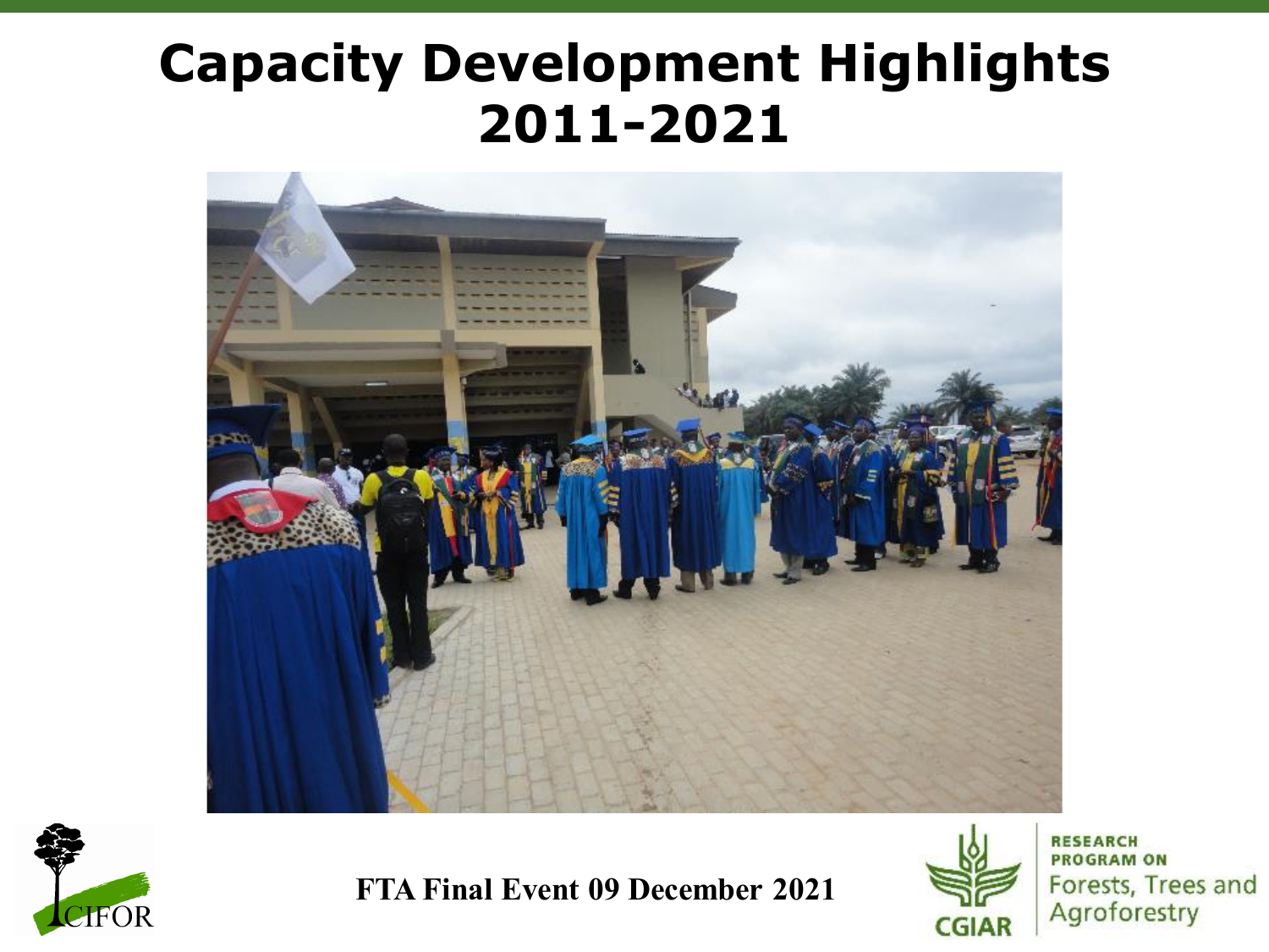# Capacity Development Highlights 2011-2021

FTA Final Event 09 December 2021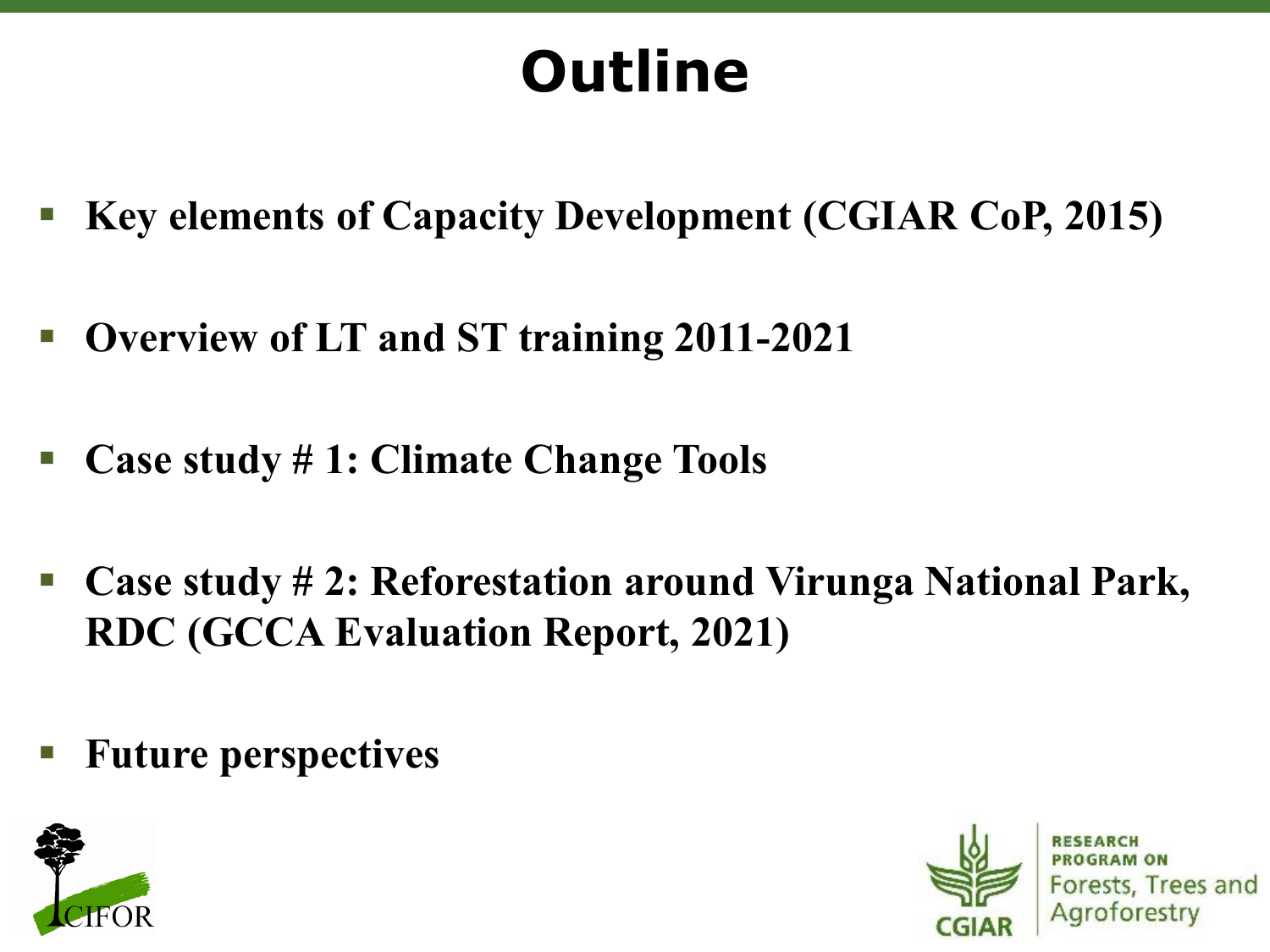# Outline

- **Key elements of Capacity Development (CGIAR CoP, 2015)**
- **Overview of LT and ST training 2011-2021**
- **Case study # 1: Climate Change Tools**
- **Case study # 2: Reforestation around Virunga National Park, RDC (GCCA Evaluation Report, 2021)**
- **Future perspectives**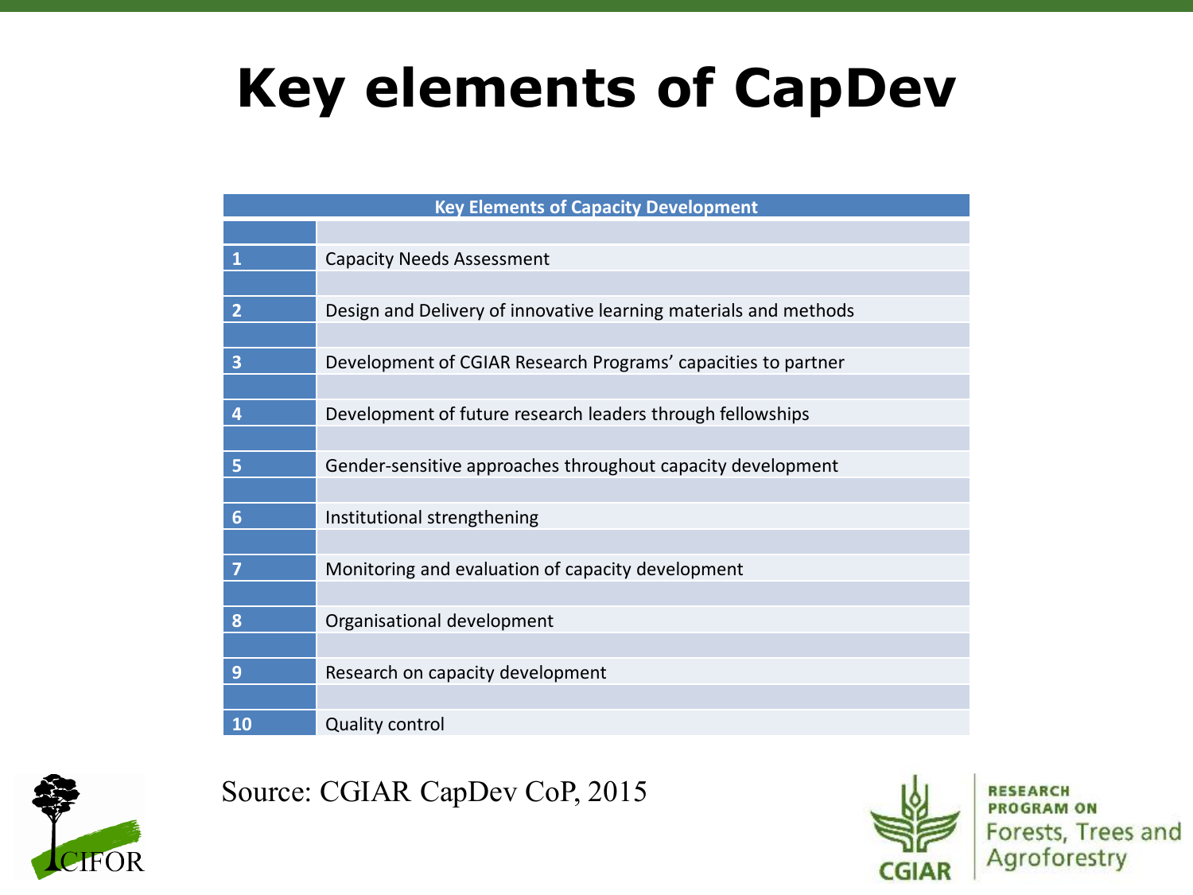# Key elements of CapDev

| Key Elements of Capacity Development | |
|---|---|
| 1 | Capacity Needs Assessment |
| 2 | Design and Delivery of innovative learning materials and methods |
| 3 | Development of CGIAR Research Programs' capacities to partner |
| 4 | Development of future research leaders through fellowships |
| 5 | Gender-sensitive approaches throughout capacity development |
| 6 | Institutional strengthening |
| 7 | Monitoring and evaluation of capacity development |
| 8 | Organisational development |
| 9 | Research on capacity development |
| 10 | Quality control |

Source: CGIAR CapDev CoP, 2015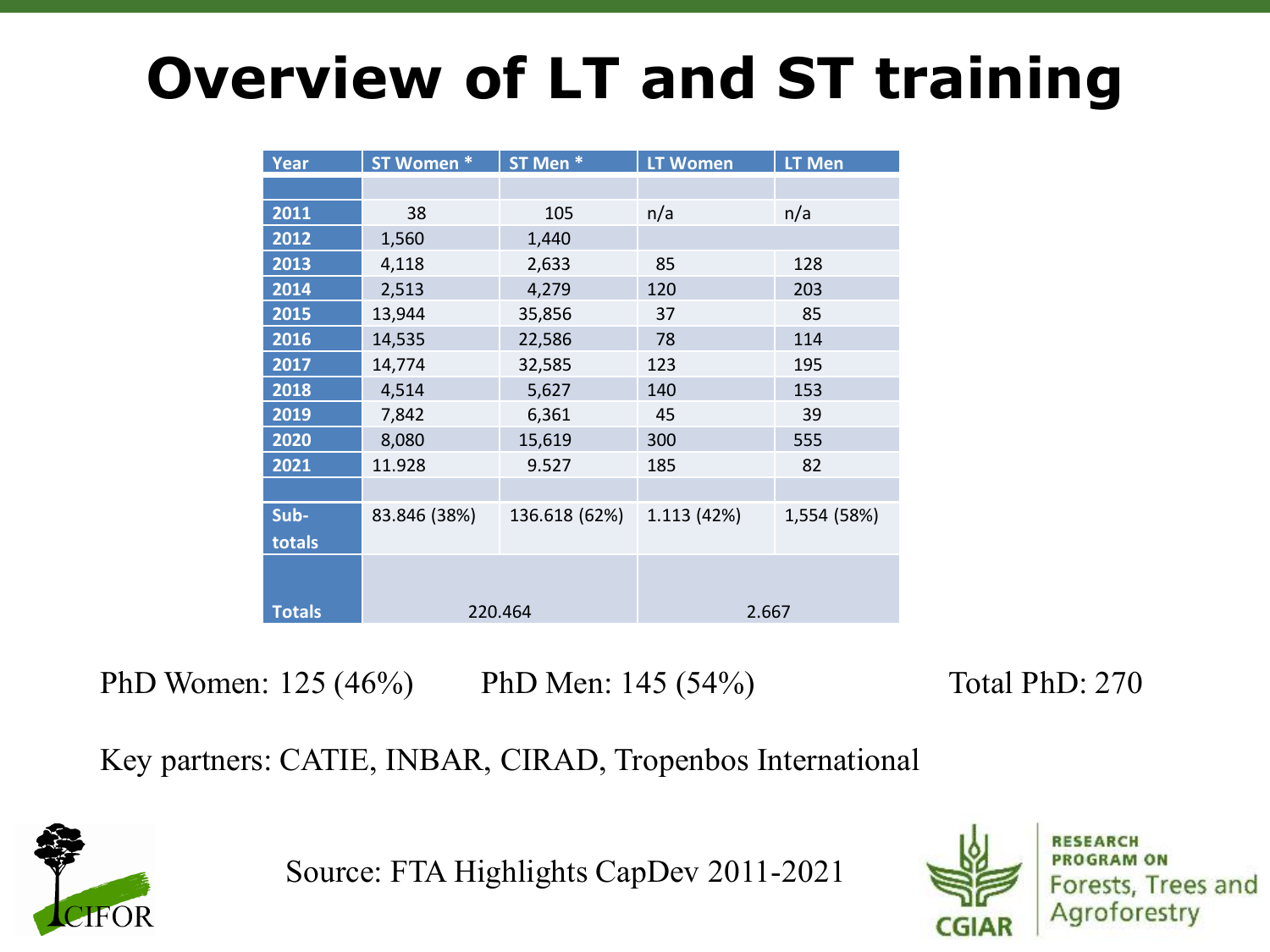# Overview of LT and ST training

| Year | ST Women * | ST Men * | LT Women | LT Men |
|---|---|---|---|---|
| | | | | |
| 2011 | 38 | 105 | n/a | n/a |
| 2012 | 1,560 | 1,440 | | |
| 2013 | 4,118 | 2,633 | 85 | 128 |
| 2014 | 2,513 | 4,279 | 120 | 203 |
| 2015 | 13,944 | 35,856 | 37 | 85 |
| 2016 | 14,535 | 22,586 | 78 | 114 |
| 2017 | 14,774 | 32,585 | 123 | 195 |
| 2018 | 4,514 | 5,627 | 140 | 153 |
| 2019 | 7,842 | 6,361 | 45 | 39 |
| 2020 | 8,080 | 15,619 | 300 | 555 |
| 2021 | 11.928 | 9.527 | 185 | 82 |
| | | | | |
| Sub-totals | 83.846 (38%) | 136.618 (62%) | 1.113 (42%) | 1,554 (58%) |
| Totals | 220.464 | | 2.667 | |

PhD Women: 125 (46%)  PhD Men: 145 (54%)  Total PhD: 270

Key partners: CATIE, INBAR, CIRAD, Tropenbos International

Source: FTA Highlights CapDev 2011-2021

CIFOR

CGIAR RESEARCH PROGRAM ON Forests, Trees and Agroforestry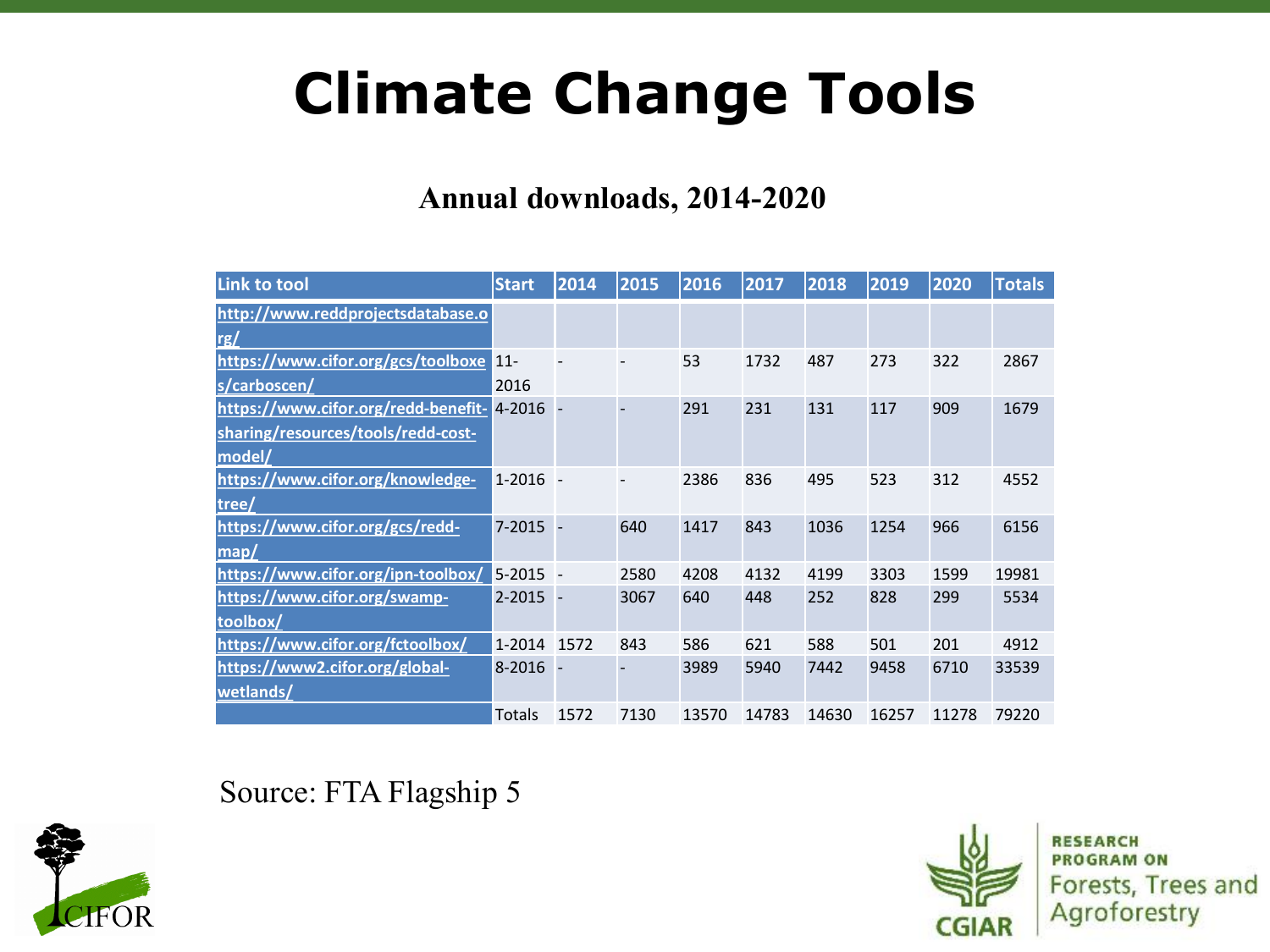# Climate Change Tools

**Annual downloads, 2014-2020**

| Link to tool | Start | 2014 | 2015 | 2016 | 2017 | 2018 | 2019 | 2020 | Totals |
|---|---|---|---|---|---|---|---|---|---|
| http://www.reddprojectsdatabase.org/ | | | | | | | | | |
| https://www.cifor.org/gcs/toolboxes/carboscen/ | 11-2016 | - | - | 53 | 1732 | 487 | 273 | 322 | 2867 |
| https://www.cifor.org/redd-benefit-sharing/resources/tools/redd-cost-model/ | 4-2016 | - | - | 291 | 231 | 131 | 117 | 909 | 1679 |
| https://www.cifor.org/knowledge-tree/ | 1-2016 | - | - | 2386 | 836 | 495 | 523 | 312 | 4552 |
| https://www.cifor.org/gcs/redd-map/ | 7-2015 | - | 640 | 1417 | 843 | 1036 | 1254 | 966 | 6156 |
| https://www.cifor.org/ipn-toolbox/ | 5-2015 | - | 2580 | 4208 | 4132 | 4199 | 3303 | 1599 | 19981 |
| https://www.cifor.org/swamp-toolbox/ | 2-2015 | - | 3067 | 640 | 448 | 252 | 828 | 299 | 5534 |
| https://www.cifor.org/fctoolbox/ | 1-2014 | 1572 | 843 | 586 | 621 | 588 | 501 | 201 | 4912 |
| https://www2.cifor.org/global-wetlands/ | 8-2016 | - | - | 3989 | 5940 | 7442 | 9458 | 6710 | 33539 |
| | Totals | 1572 | 7130 | 13570 | 14783 | 14630 | 16257 | 11278 | 79220 |

Source: FTA Flagship 5

CIFOR

CGIAR RESEARCH PROGRAM ON Forests, Trees and Agroforestry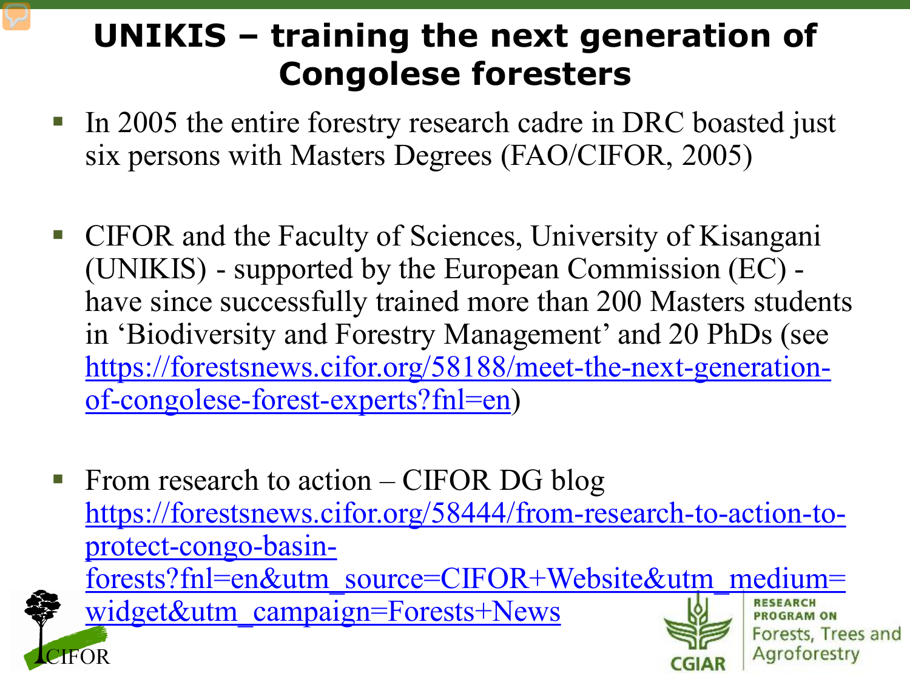# UNIKIS – training the next generation of Congolese foresters

- In 2005 the entire forestry research cadre in DRC boasted just six persons with Masters Degrees (FAO/CIFOR, 2005)

- CIFOR and the Faculty of Sciences, University of Kisangani (UNIKIS) - supported by the European Commission (EC) - have since successfully trained more than 200 Masters students in 'Biodiversity and Forestry Management' and 20 PhDs (see https://forestsnews.cifor.org/58188/meet-the-next-generation-of-congolese-forest-experts?fnl=en)

- From research to action – CIFOR DG blog https://forestsnews.cifor.org/58444/from-research-to-action-to-protect-congo-basin-forests?fnl=en&utm_source=CIFOR+Website&utm_medium=widget&utm_campaign=Forests+News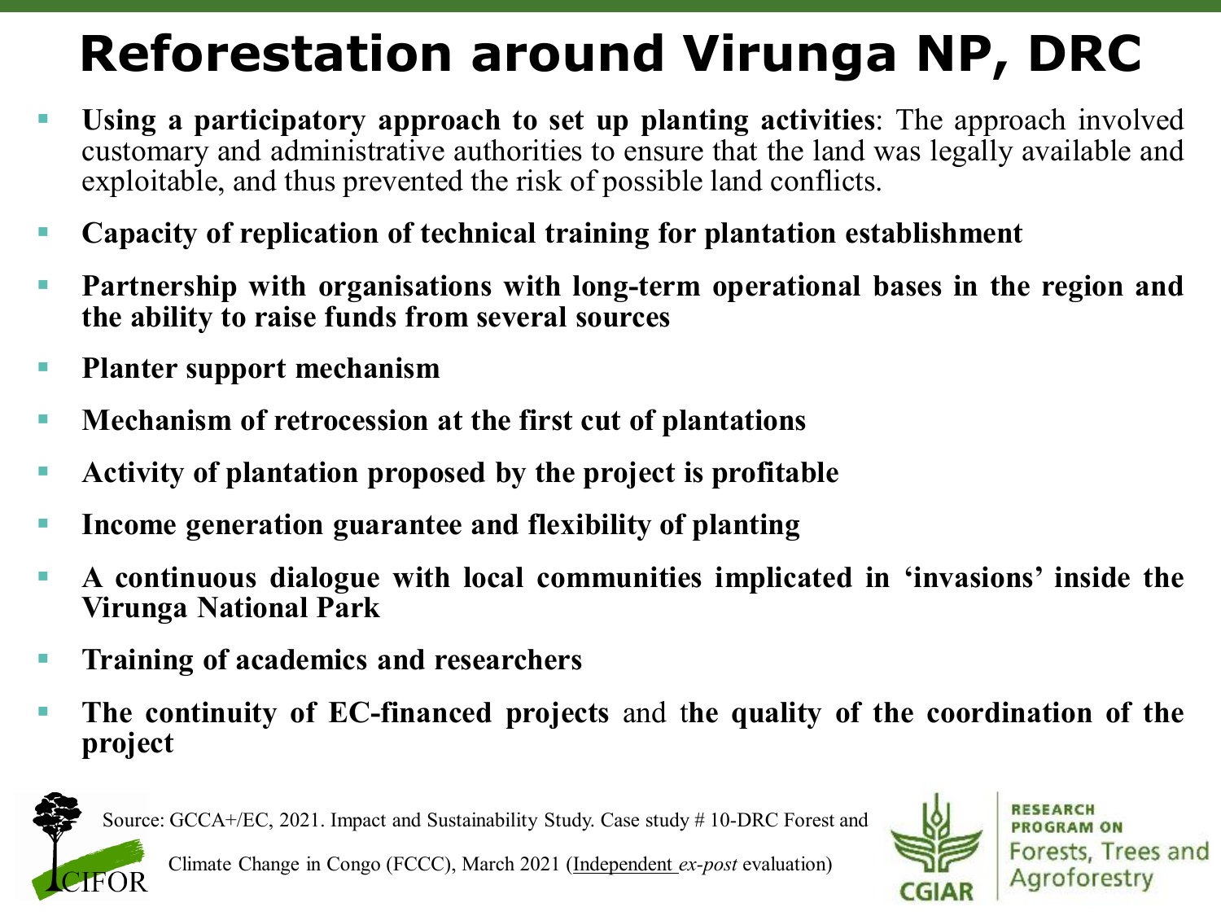# Reforestation around Virunga NP, DRC

- **Using a participatory approach to set up planting activities**: The approach involved customary and administrative authorities to ensure that the land was legally available and exploitable, and thus prevented the risk of possible land conflicts.
- **Capacity of replication of technical training for plantation establishment**
- **Partnership with organisations with long-term operational bases in the region and the ability to raise funds from several sources**
- **Planter support mechanism**
- **Mechanism of retrocession at the first cut of plantations**
- **Activity of plantation proposed by the project is profitable**
- **Income generation guarantee and flexibility of planting**
- **A continuous dialogue with local communities implicated in 'invasions' inside the Virunga National Park**
- **Training of academics and researchers**
- **The continuity of EC-financed projects** and t**he quality of the coordination of the project**

Source: GCCA+/EC, 2021. Impact and Sustainability Study. Case study # 10-DRC Forest and Climate Change in Congo (FCCC), March 2021 (Independent *ex-post* evaluation)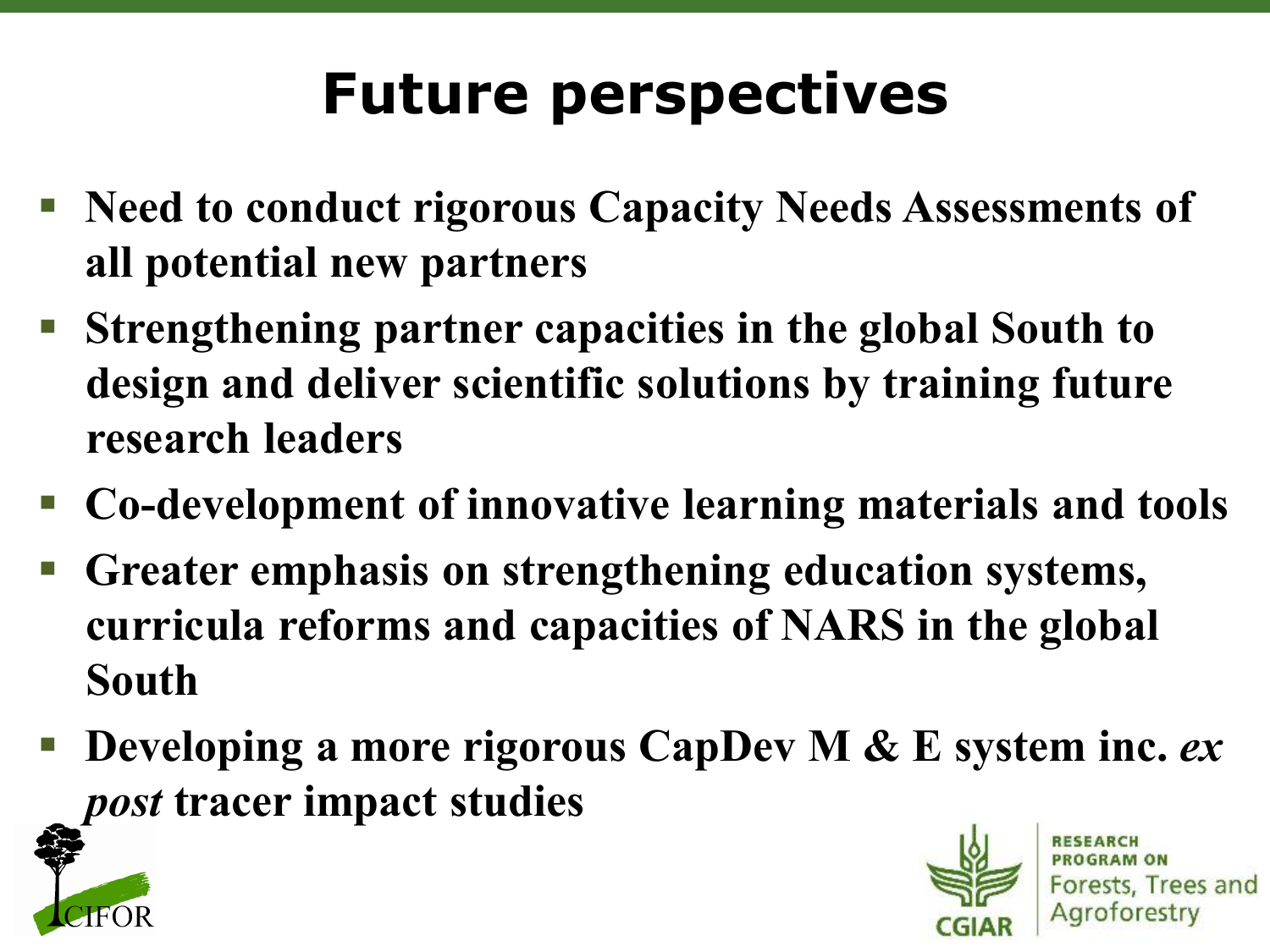# Future perspectives

- **Need to conduct rigorous Capacity Needs Assessments of all potential new partners**
- **Strengthening partner capacities in the global South to design and deliver scientific solutions by training future research leaders**
- **Co-development of innovative learning materials and tools**
- **Greater emphasis on strengthening education systems, curricula reforms and capacities of NARS in the global South**
- **Developing a more rigorous CapDev M & E system inc. *ex post* tracer impact studies**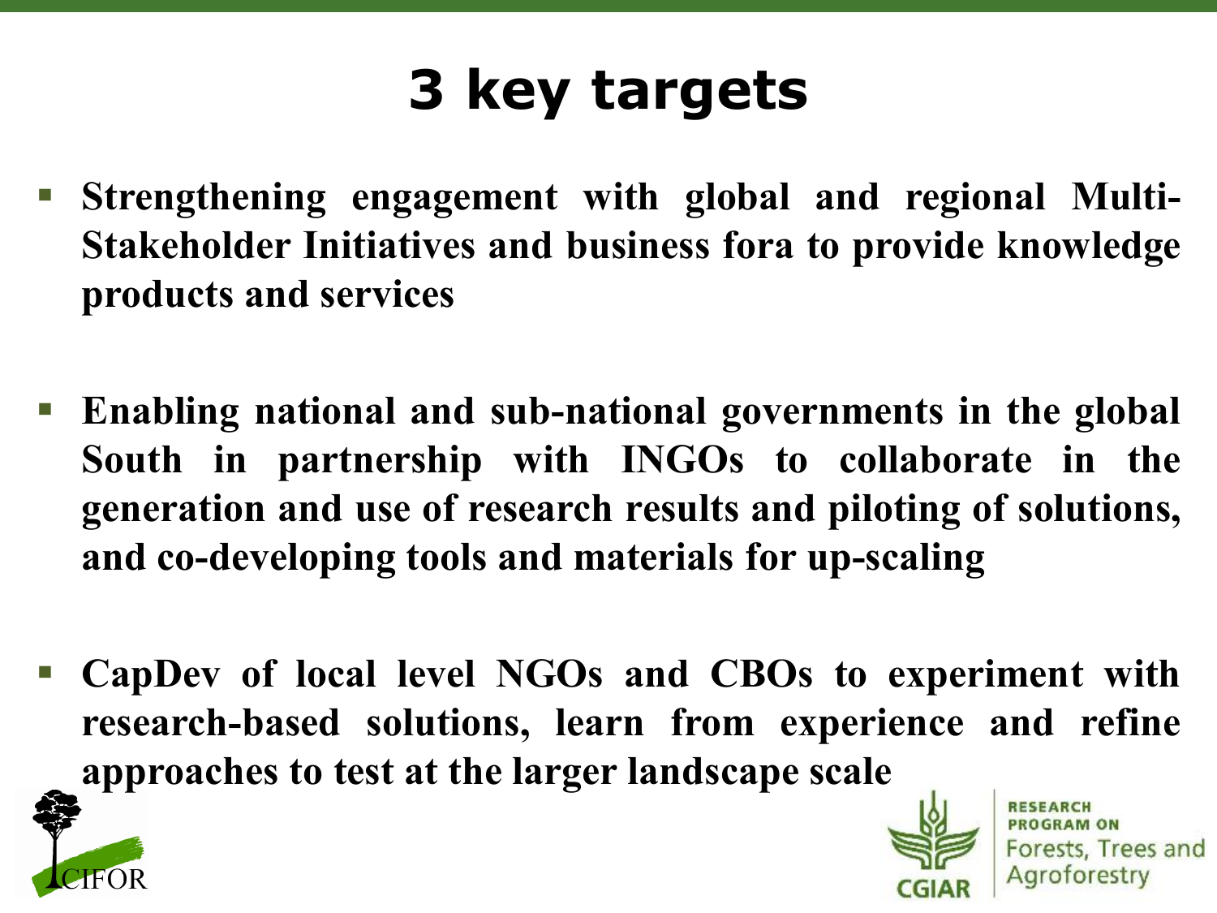# 3 key targets

- **Strengthening engagement with global and regional Multi-Stakeholder Initiatives and business fora to provide knowledge products and services**

- **Enabling national and sub-national governments in the global South in partnership with INGOs to collaborate in the generation and use of research results and piloting of solutions, and co-developing tools and materials for up-scaling**

- **CapDev of local level NGOs and CBOs to experiment with research-based solutions, learn from experience and refine approaches to test at the larger landscape scale**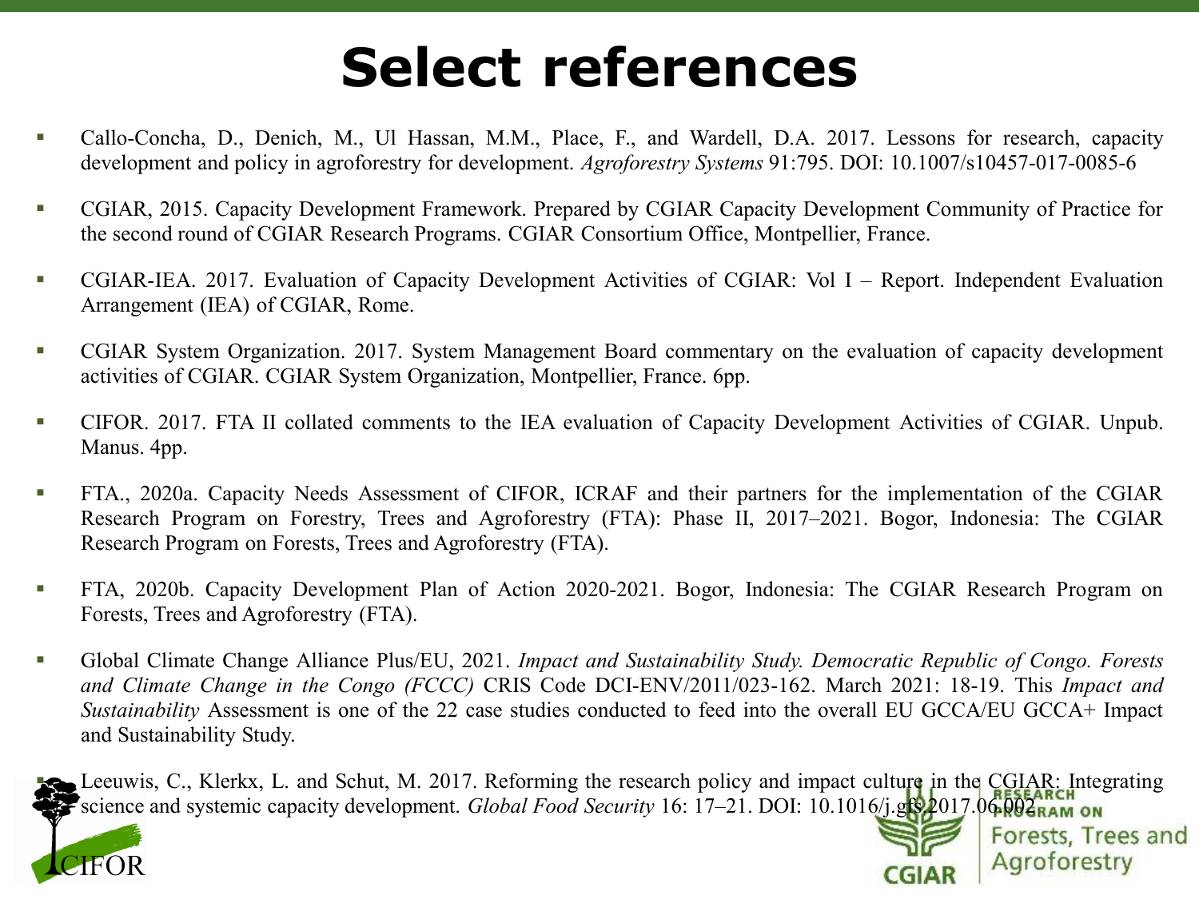# Select references

- Callo-Concha, D., Denich, M., Ul Hassan, M.M., Place, F., and Wardell, D.A. 2017. Lessons for research, capacity development and policy in agroforestry for development. *Agroforestry Systems* 91:795. DOI: 10.1007/s10457-017-0085-6
- CGIAR, 2015. Capacity Development Framework. Prepared by CGIAR Capacity Development Community of Practice for the second round of CGIAR Research Programs. CGIAR Consortium Office, Montpellier, France.
- CGIAR-IEA. 2017. Evaluation of Capacity Development Activities of CGIAR: Vol I – Report. Independent Evaluation Arrangement (IEA) of CGIAR, Rome.
- CGIAR System Organization. 2017. System Management Board commentary on the evaluation of capacity development activities of CGIAR. CGIAR System Organization, Montpellier, France. 6pp.
- CIFOR. 2017. FTA II collated comments to the IEA evaluation of Capacity Development Activities of CGIAR. Unpub. Manus. 4pp.
- FTA., 2020a. Capacity Needs Assessment of CIFOR, ICRAF and their partners for the implementation of the CGIAR Research Program on Forestry, Trees and Agroforestry (FTA): Phase II, 2017–2021. Bogor, Indonesia: The CGIAR Research Program on Forests, Trees and Agroforestry (FTA).
- FTA, 2020b. Capacity Development Plan of Action 2020-2021. Bogor, Indonesia: The CGIAR Research Program on Forests, Trees and Agroforestry (FTA).
- Global Climate Change Alliance Plus/EU, 2021. *Impact and Sustainability Study. Democratic Republic of Congo. Forests and Climate Change in the Congo (FCCC)* CRIS Code DCI-ENV/2011/023-162. March 2021: 18-19. This *Impact and Sustainability* Assessment is one of the 22 case studies conducted to feed into the overall EU GCCA/EU GCCA+ Impact and Sustainability Study.
- Leeuwis, C., Klerkx, L. and Schut, M. 2017. Reforming the research policy and impact culture in the CGIAR: Integrating science and systemic capacity development. *Global Food Security* 16: 17–21. DOI: 10.1016/j.gfs.2017.06.002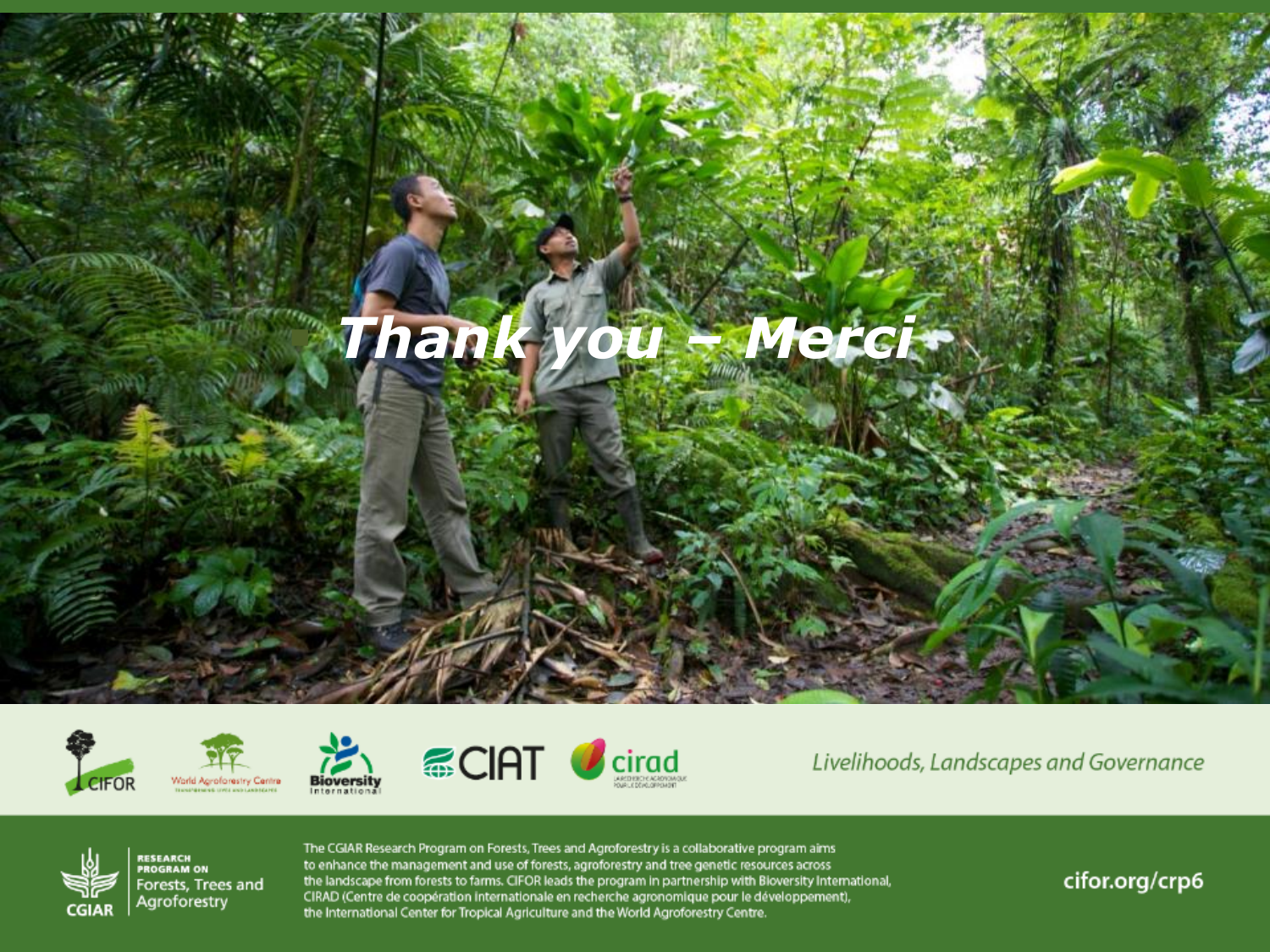# *Thank you – Merci*

CIFOR | World Agroforestry Centre | Bioversity International | CIAT | cirad

*Livelihoods, Landscapes and Governance*

CGIAR — RESEARCH PROGRAM ON Forests, Trees and Agroforestry

The CGIAR Research Program on Forests, Trees and Agroforestry is a collaborative program aims to enhance the management and use of forests, agroforestry and tree genetic resources across the landscape from forests to farms. CIFOR leads the program in partnership with Bioversity International, CIRAD (Centre de coopération internationale en recherche agronomique pour le développement), the International Center for Tropical Agriculture and the World Agroforestry Centre.

cifor.org/crp6